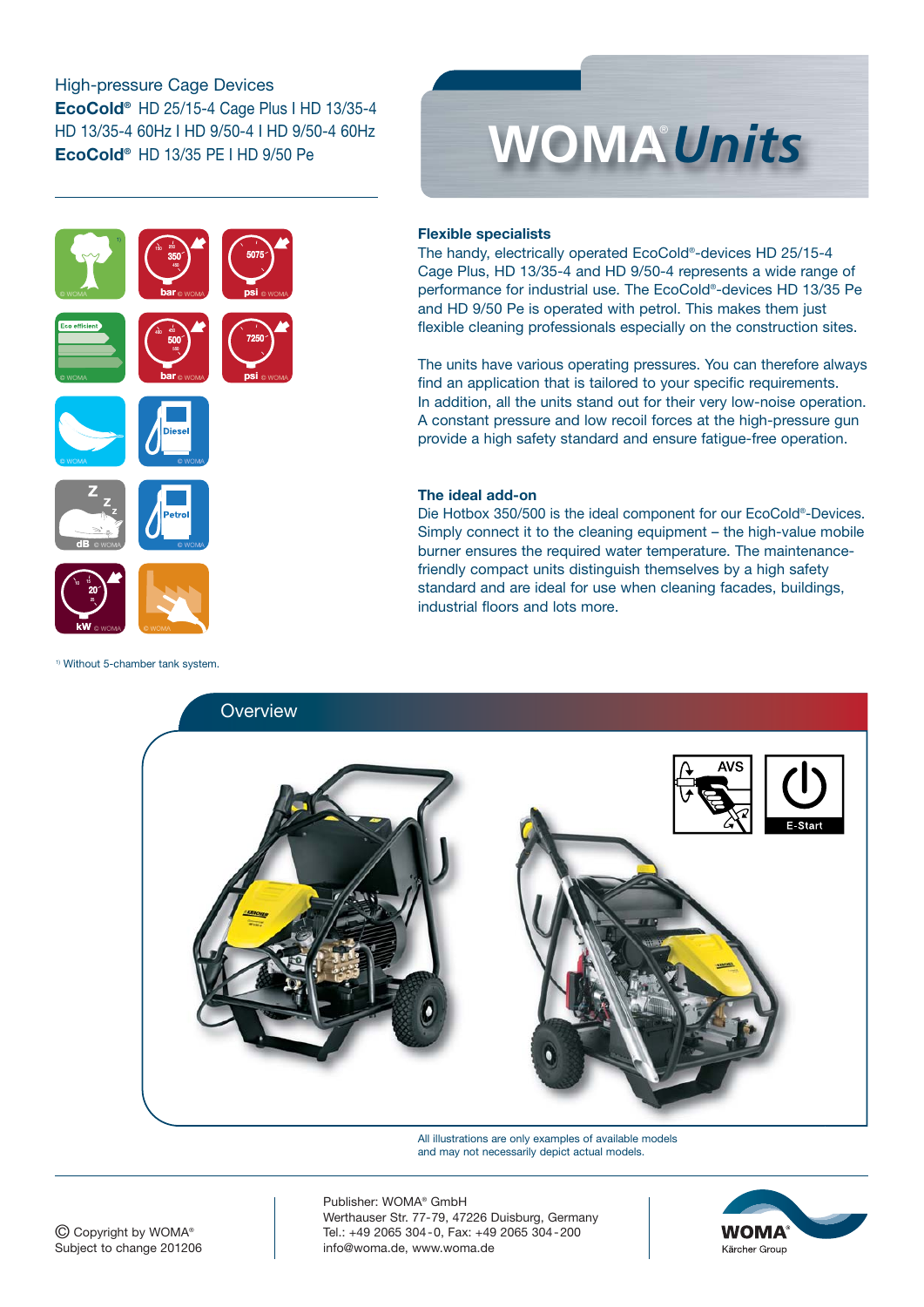High-pressure Cage Devices
**EcoCold®** HD 25/15-4 Cage Plus I HD 13/35-4
HD 13/35-4 60Hz I HD 9/50-4 I HD 9/50-4 60Hz
**EcoCold®** HD 13/35 PE I HD 9/50 Pe

# WOMA® *Units*

[1] Without 5-chamber tank system.

### Flexible specialists

The handy, electrically operated EcoCold®-devices HD 25/15-4 Cage Plus, HD 13/35-4 and HD 9/50-4 represents a wide range of performance for industrial use. The EcoCold®-devices HD 13/35 Pe and HD 9/50 Pe is operated with petrol. This makes them just flexible cleaning professionals especially on the construction sites.

The units have various operating pressures. You can therefore always find an application that is tailored to your specific requirements. In addition, all the units stand out for their very low-noise operation. A constant pressure and low recoil forces at the high-pressure gun provide a high safety standard and ensure fatigue-free operation.

### The ideal add-on

Die Hotbox 350/500 is the ideal component for our EcoCold®-Devices. Simply connect it to the cleaning equipment – the high-value mobile burner ensures the required water temperature. The maintenance-friendly compact units distinguish themselves by a high safety standard and are ideal for use when cleaning facades, buildings, industrial floors and lots more.

## Overview

All illustrations are only examples of available models and may not necessarily depict actual models.

© Copyright by WOMA®
Subject to change 201206

Publisher: WOMA® GmbH
Werthauser Str. 77-79, 47226 Duisburg, Germany
Tel.: +49 2065 304-0, Fax: +49 2065 304-200
info@woma.de, www.woma.de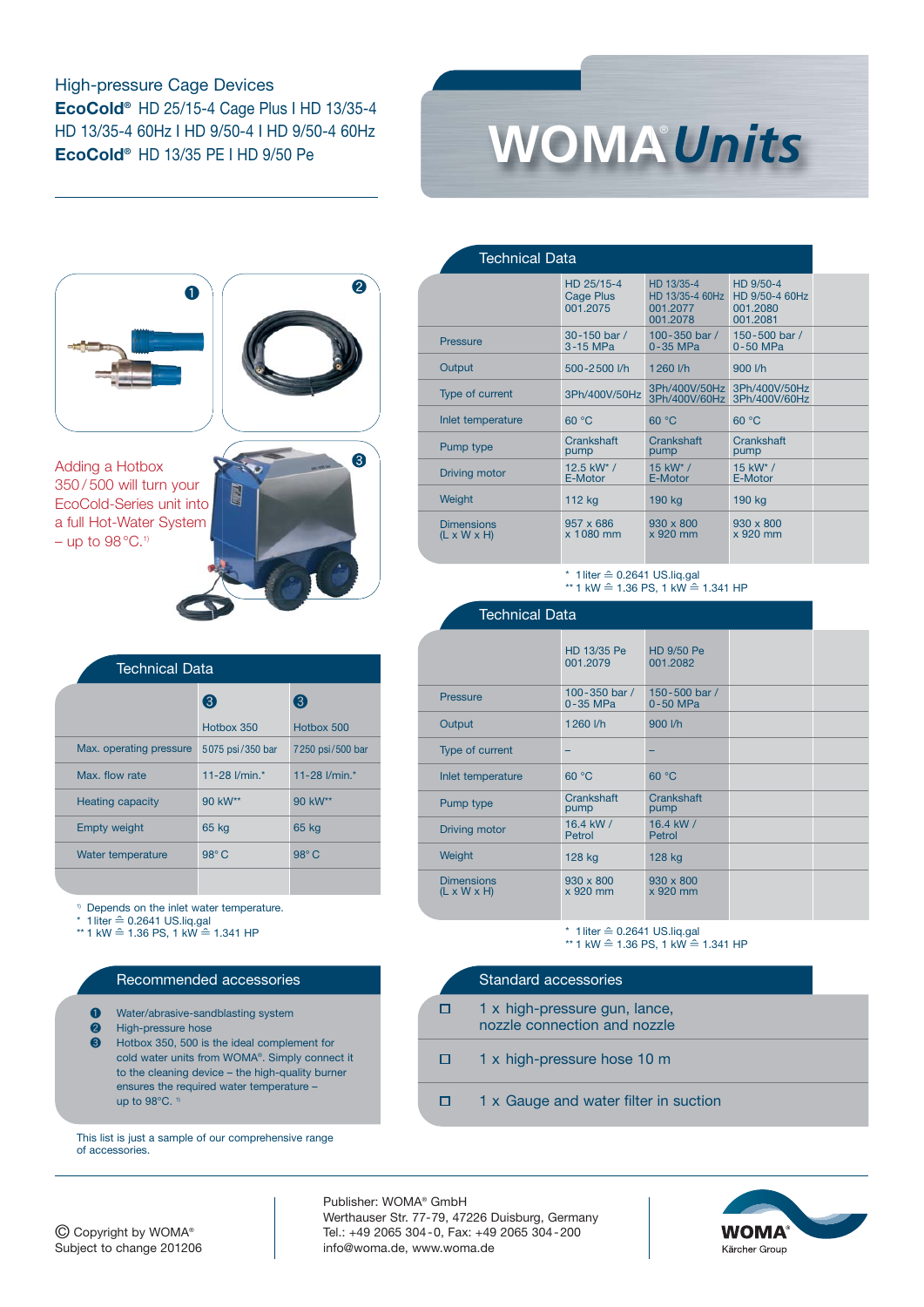High-pressure Cage Devices
**EcoCold®** HD 25/15-4 Cage Plus I HD 13/35-4
HD 13/35-4 60Hz I HD 9/50-4 I HD 9/50-4 60Hz
**EcoCold®** HD 13/35 PE I HD 9/50 Pe

# WOMA® *Units*

Adding a Hotbox 350 / 500 will turn your EcoCold-Series unit into a full Hot-Water System – up to 98 °C.[1)]

## Technical Data

| | ❸ Hotbox 350 | ❸ Hotbox 500 |
|---|---|---|
| Max. operating pressure | 5075 psi / 350 bar | 7250 psi / 500 bar |
| Max. flow rate | 11-28 l/min.* | 11-28 l/min.* |
| Heating capacity | 90 kW** | 90 kW** |
| Empty weight | 65 kg | 65 kg |
| Water temperature | 98° C | 98° C |

[1)] Depends on the inlet water temperature.
\* 1 liter ≙ 0.2641 US.liq.gal
\** 1 kW ≙ 1.36 PS, 1 kW ≙ 1.341 HP

## Recommended accessories

❶ Water/abrasive-sandblasting system
❷ High-pressure hose
❸ Hotbox 350, 500 is the ideal complement for cold water units from WOMA®. Simply connect it to the cleaning device – the high-quality burner ensures the required water temperature – up to 98°C. [1)]

This list is just a sample of our comprehensive range of accessories.

## Technical Data

| | HD 25/15-4 Cage Plus 001.2075 | HD 13/35-4 HD 13/35-4 60Hz 001.2077 001.2078 | HD 9/50-4 HD 9/50-4 60Hz 001.2080 001.2081 |
|---|---|---|---|
| Pressure | 30-150 bar / 3-15 MPa | 100-350 bar / 0-35 MPa | 150-500 bar / 0-50 MPa |
| Output | 500-2500 l/h | 1260 l/h | 900 l/h |
| Type of current | 3Ph/400V/50Hz | 3Ph/400V/50Hz 3Ph/400V/60Hz | 3Ph/400V/50Hz 3Ph/400V/60Hz |
| Inlet temperature | 60 °C | 60 °C | 60 °C |
| Pump type | Crankshaft pump | Crankshaft pump | Crankshaft pump |
| Driving motor | 12.5 kW* / E-Motor | 15 kW* / E-Motor | 15 kW* / E-Motor |
| Weight | 112 kg | 190 kg | 190 kg |
| Dimensions (L x W x H) | 957 x 686 x 1080 mm | 930 x 800 x 920 mm | 930 x 800 x 920 mm |

\* 1 liter ≙ 0.2641 US.liq.gal
\** 1 kW ≙ 1.36 PS, 1 kW ≙ 1.341 HP

## Technical Data

| | HD 13/35 Pe 001.2079 | HD 9/50 Pe 001.2082 |
|---|---|---|
| Pressure | 100-350 bar / 0-35 MPa | 150-500 bar / 0-50 MPa |
| Output | 1260 l/h | 900 l/h |
| Type of current | – | – |
| Inlet temperature | 60 °C | 60 °C |
| Pump type | Crankshaft pump | Crankshaft pump |
| Driving motor | 16.4 kW / Petrol | 16.4 kW / Petrol |
| Weight | 128 kg | 128 kg |
| Dimensions (L x W x H) | 930 x 800 x 920 mm | 930 x 800 x 920 mm |

\* 1 liter ≙ 0.2641 US.liq.gal
\** 1 kW ≙ 1.36 PS, 1 kW ≙ 1.341 HP

## Standard accessories

- 1 x high-pressure gun, lance, nozzle connection and nozzle
- 1 x high-pressure hose 10 m
- 1 x Gauge and water filter in suction

© Copyright by WOMA®
Subject to change 201206

Publisher: WOMA® GmbH
Werthauser Str. 77-79, 47226 Duisburg, Germany
Tel.: +49 2065 304-0, Fax: +49 2065 304-200
info@woma.de, www.woma.de

WOMA® Kärcher Group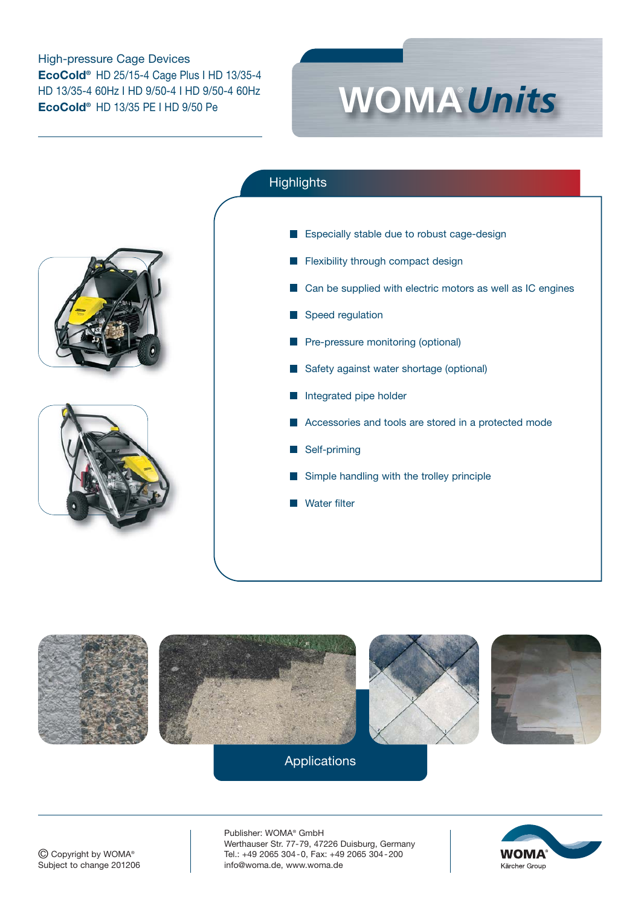High-pressure Cage Devices
**EcoCold®** HD 25/15-4 Cage Plus I HD 13/35-4
HD 13/35-4 60Hz I HD 9/50-4 I HD 9/50-4 60Hz
**EcoCold®** HD 13/35 PE I HD 9/50 Pe

# WOMA® *Units*

## Highlights

- Especially stable due to robust cage-design
- Flexibility through compact design
- Can be supplied with electric motors as well as IC engines
- Speed regulation
- Pre-pressure monitoring (optional)
- Safety against water shortage (optional)
- Integrated pipe holder
- Accessories and tools are stored in a protected mode
- Self-priming
- Simple handling with the trolley principle
- Water filter

## Applications

© Copyright by WOMA®
Subject to change 201206

Publisher: WOMA® GmbH
Werthauser Str. 77-79, 47226 Duisburg, Germany
Tel.: +49 2065 304-0, Fax: +49 2065 304-200
info@woma.de, www.woma.de

WOMA®
Kärcher Group